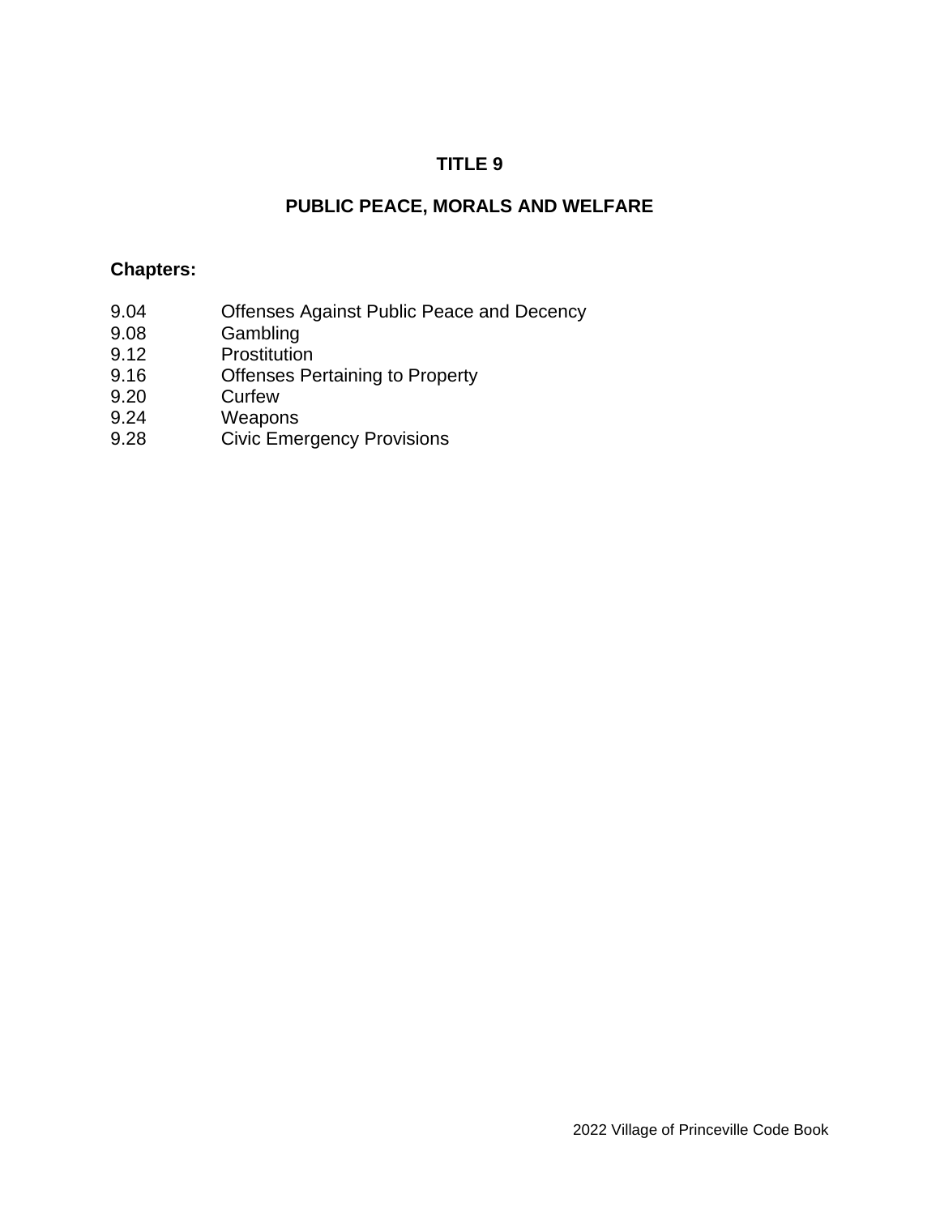# TITLE 9

# PUBLIC PEACE, MORALS AND WELFARE

**Chapters:**

| | |
|---|---|
| 9.04 | Offenses Against Public Peace and Decency |
| 9.08 | Gambling |
| 9.12 | Prostitution |
| 9.16 | Offenses Pertaining to Property |
| 9.20 | Curfew |
| 9.24 | Weapons |
| 9.28 | Civic Emergency Provisions |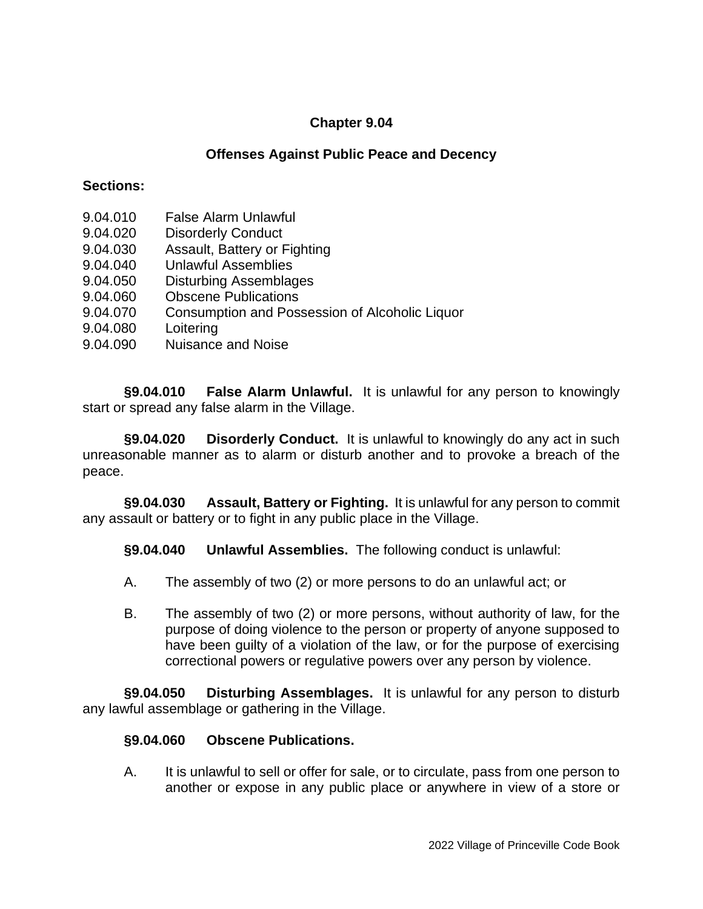# Chapter 9.04

## Offenses Against Public Peace and Decency

**Sections:**

9.04.010 False Alarm Unlawful
9.04.020 Disorderly Conduct
9.04.030 Assault, Battery or Fighting
9.04.040 Unlawful Assemblies
9.04.050 Disturbing Assemblages
9.04.060 Obscene Publications
9.04.070 Consumption and Possession of Alcoholic Liquor
9.04.080 Loitering
9.04.090 Nuisance and Noise

**§9.04.010 False Alarm Unlawful.** It is unlawful for any person to knowingly start or spread any false alarm in the Village.

**§9.04.020 Disorderly Conduct.** It is unlawful to knowingly do any act in such unreasonable manner as to alarm or disturb another and to provoke a breach of the peace.

**§9.04.030 Assault, Battery or Fighting.** It is unlawful for any person to commit any assault or battery or to fight in any public place in the Village.

**§9.04.040 Unlawful Assemblies.** The following conduct is unlawful:

A. The assembly of two (2) or more persons to do an unlawful act; or

B. The assembly of two (2) or more persons, without authority of law, for the purpose of doing violence to the person or property of anyone supposed to have been guilty of a violation of the law, or for the purpose of exercising correctional powers or regulative powers over any person by violence.

**§9.04.050 Disturbing Assemblages.** It is unlawful for any person to disturb any lawful assemblage or gathering in the Village.

**§9.04.060 Obscene Publications.**

A. It is unlawful to sell or offer for sale, or to circulate, pass from one person to another or expose in any public place or anywhere in view of a store or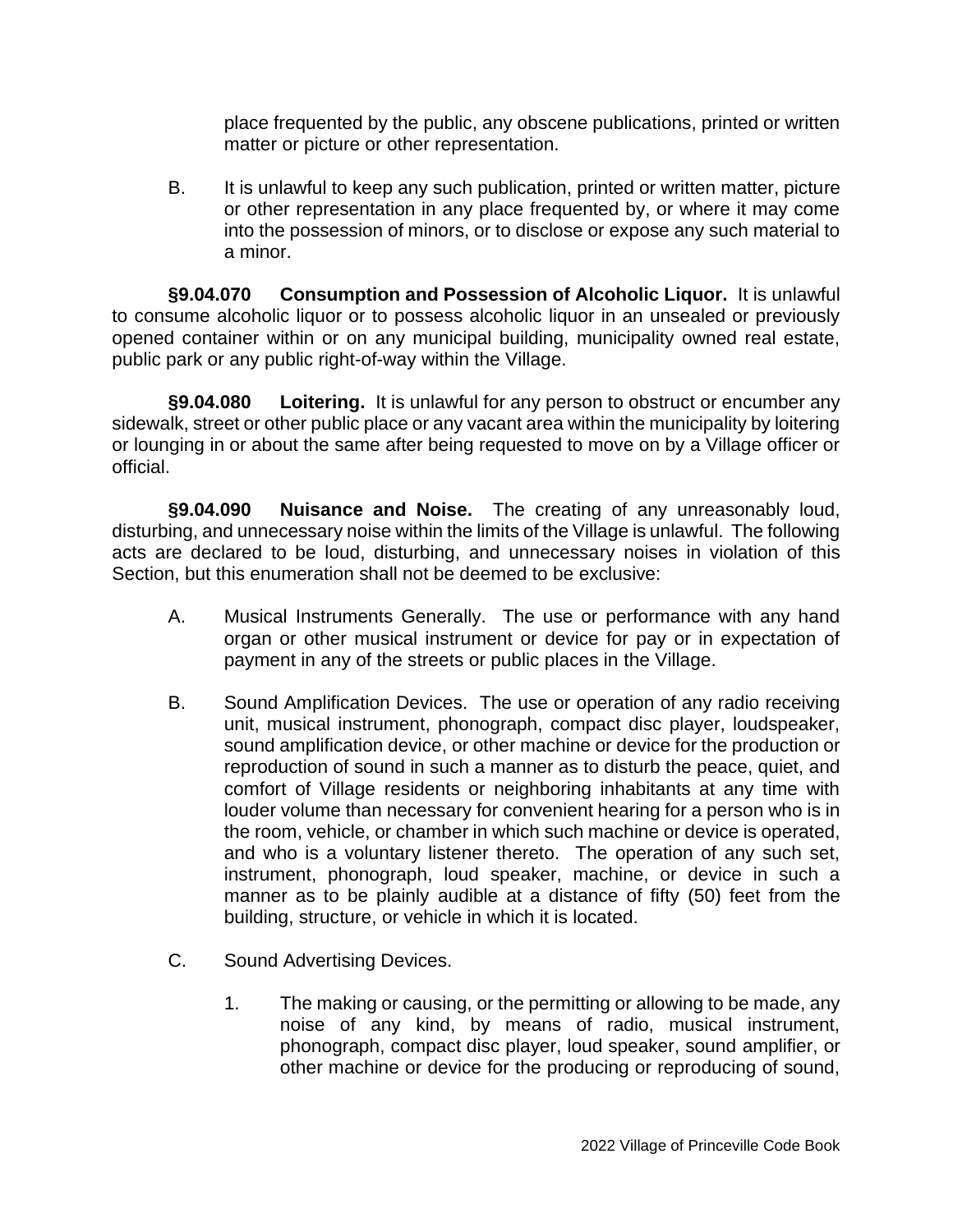place frequented by the public, any obscene publications, printed or written matter or picture or other representation.

B. It is unlawful to keep any such publication, printed or written matter, picture or other representation in any place frequented by, or where it may come into the possession of minors, or to disclose or expose any such material to a minor.

**§9.04.070 Consumption and Possession of Alcoholic Liquor.** It is unlawful to consume alcoholic liquor or to possess alcoholic liquor in an unsealed or previously opened container within or on any municipal building, municipality owned real estate, public park or any public right-of-way within the Village.

**§9.04.080 Loitering.** It is unlawful for any person to obstruct or encumber any sidewalk, street or other public place or any vacant area within the municipality by loitering or lounging in or about the same after being requested to move on by a Village officer or official.

**§9.04.090 Nuisance and Noise.** The creating of any unreasonably loud, disturbing, and unnecessary noise within the limits of the Village is unlawful. The following acts are declared to be loud, disturbing, and unnecessary noises in violation of this Section, but this enumeration shall not be deemed to be exclusive:

A. Musical Instruments Generally. The use or performance with any hand organ or other musical instrument or device for pay or in expectation of payment in any of the streets or public places in the Village.

B. Sound Amplification Devices. The use or operation of any radio receiving unit, musical instrument, phonograph, compact disc player, loudspeaker, sound amplification device, or other machine or device for the production or reproduction of sound in such a manner as to disturb the peace, quiet, and comfort of Village residents or neighboring inhabitants at any time with louder volume than necessary for convenient hearing for a person who is in the room, vehicle, or chamber in which such machine or device is operated, and who is a voluntary listener thereto. The operation of any such set, instrument, phonograph, loud speaker, machine, or device in such a manner as to be plainly audible at a distance of fifty (50) feet from the building, structure, or vehicle in which it is located.

C. Sound Advertising Devices.

1. The making or causing, or the permitting or allowing to be made, any noise of any kind, by means of radio, musical instrument, phonograph, compact disc player, loud speaker, sound amplifier, or other machine or device for the producing or reproducing of sound,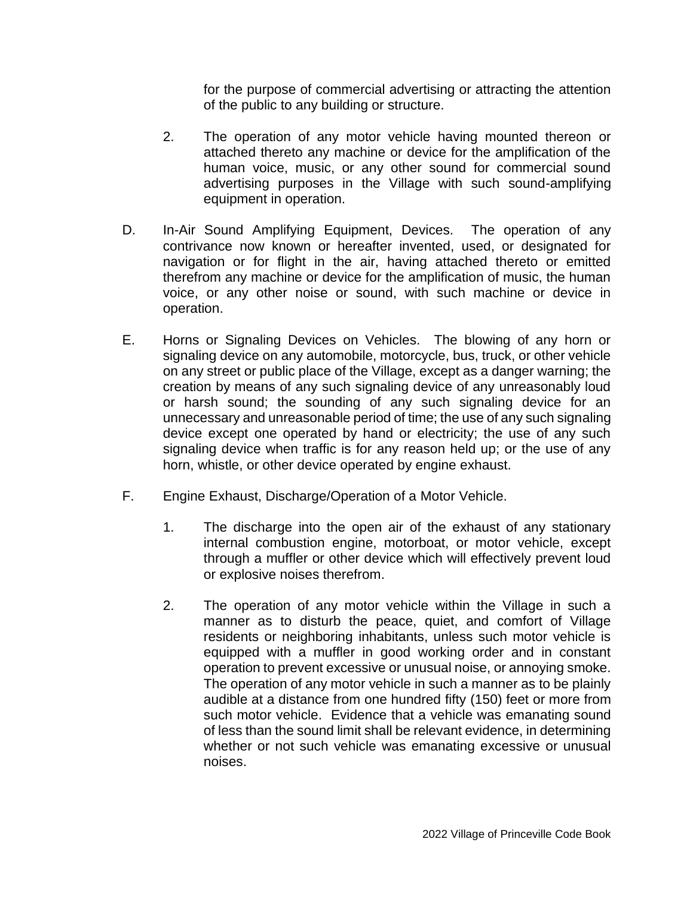for the purpose of commercial advertising or attracting the attention of the public to any building or structure.

2. The operation of any motor vehicle having mounted thereon or attached thereto any machine or device for the amplification of the human voice, music, or any other sound for commercial sound advertising purposes in the Village with such sound-amplifying equipment in operation.

D. In-Air Sound Amplifying Equipment, Devices. The operation of any contrivance now known or hereafter invented, used, or designated for navigation or for flight in the air, having attached thereto or emitted therefrom any machine or device for the amplification of music, the human voice, or any other noise or sound, with such machine or device in operation.

E. Horns or Signaling Devices on Vehicles. The blowing of any horn or signaling device on any automobile, motorcycle, bus, truck, or other vehicle on any street or public place of the Village, except as a danger warning; the creation by means of any such signaling device of any unreasonably loud or harsh sound; the sounding of any such signaling device for an unnecessary and unreasonable period of time; the use of any such signaling device except one operated by hand or electricity; the use of any such signaling device when traffic is for any reason held up; or the use of any horn, whistle, or other device operated by engine exhaust.

F. Engine Exhaust, Discharge/Operation of a Motor Vehicle.

1. The discharge into the open air of the exhaust of any stationary internal combustion engine, motorboat, or motor vehicle, except through a muffler or other device which will effectively prevent loud or explosive noises therefrom.

2. The operation of any motor vehicle within the Village in such a manner as to disturb the peace, quiet, and comfort of Village residents or neighboring inhabitants, unless such motor vehicle is equipped with a muffler in good working order and in constant operation to prevent excessive or unusual noise, or annoying smoke. The operation of any motor vehicle in such a manner as to be plainly audible at a distance from one hundred fifty (150) feet or more from such motor vehicle. Evidence that a vehicle was emanating sound of less than the sound limit shall be relevant evidence, in determining whether or not such vehicle was emanating excessive or unusual noises.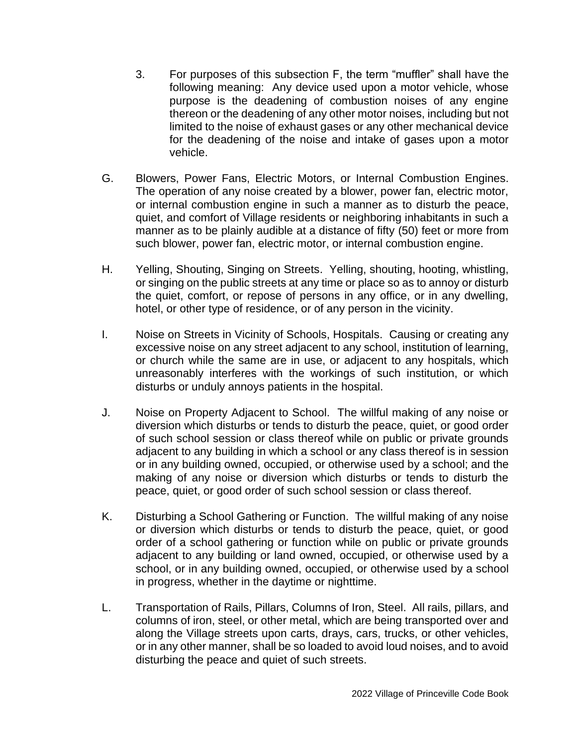3. For purposes of this subsection F, the term "muffler" shall have the following meaning: Any device used upon a motor vehicle, whose purpose is the deadening of combustion noises of any engine thereon or the deadening of any other motor noises, including but not limited to the noise of exhaust gases or any other mechanical device for the deadening of the noise and intake of gases upon a motor vehicle.

G. Blowers, Power Fans, Electric Motors, or Internal Combustion Engines. The operation of any noise created by a blower, power fan, electric motor, or internal combustion engine in such a manner as to disturb the peace, quiet, and comfort of Village residents or neighboring inhabitants in such a manner as to be plainly audible at a distance of fifty (50) feet or more from such blower, power fan, electric motor, or internal combustion engine.

H. Yelling, Shouting, Singing on Streets. Yelling, shouting, hooting, whistling, or singing on the public streets at any time or place so as to annoy or disturb the quiet, comfort, or repose of persons in any office, or in any dwelling, hotel, or other type of residence, or of any person in the vicinity.

I. Noise on Streets in Vicinity of Schools, Hospitals. Causing or creating any excessive noise on any street adjacent to any school, institution of learning, or church while the same are in use, or adjacent to any hospitals, which unreasonably interferes with the workings of such institution, or which disturbs or unduly annoys patients in the hospital.

J. Noise on Property Adjacent to School. The willful making of any noise or diversion which disturbs or tends to disturb the peace, quiet, or good order of such school session or class thereof while on public or private grounds adjacent to any building in which a school or any class thereof is in session or in any building owned, occupied, or otherwise used by a school; and the making of any noise or diversion which disturbs or tends to disturb the peace, quiet, or good order of such school session or class thereof.

K. Disturbing a School Gathering or Function. The willful making of any noise or diversion which disturbs or tends to disturb the peace, quiet, or good order of a school gathering or function while on public or private grounds adjacent to any building or land owned, occupied, or otherwise used by a school, or in any building owned, occupied, or otherwise used by a school in progress, whether in the daytime or nighttime.

L. Transportation of Rails, Pillars, Columns of Iron, Steel. All rails, pillars, and columns of iron, steel, or other metal, which are being transported over and along the Village streets upon carts, drays, cars, trucks, or other vehicles, or in any other manner, shall be so loaded to avoid loud noises, and to avoid disturbing the peace and quiet of such streets.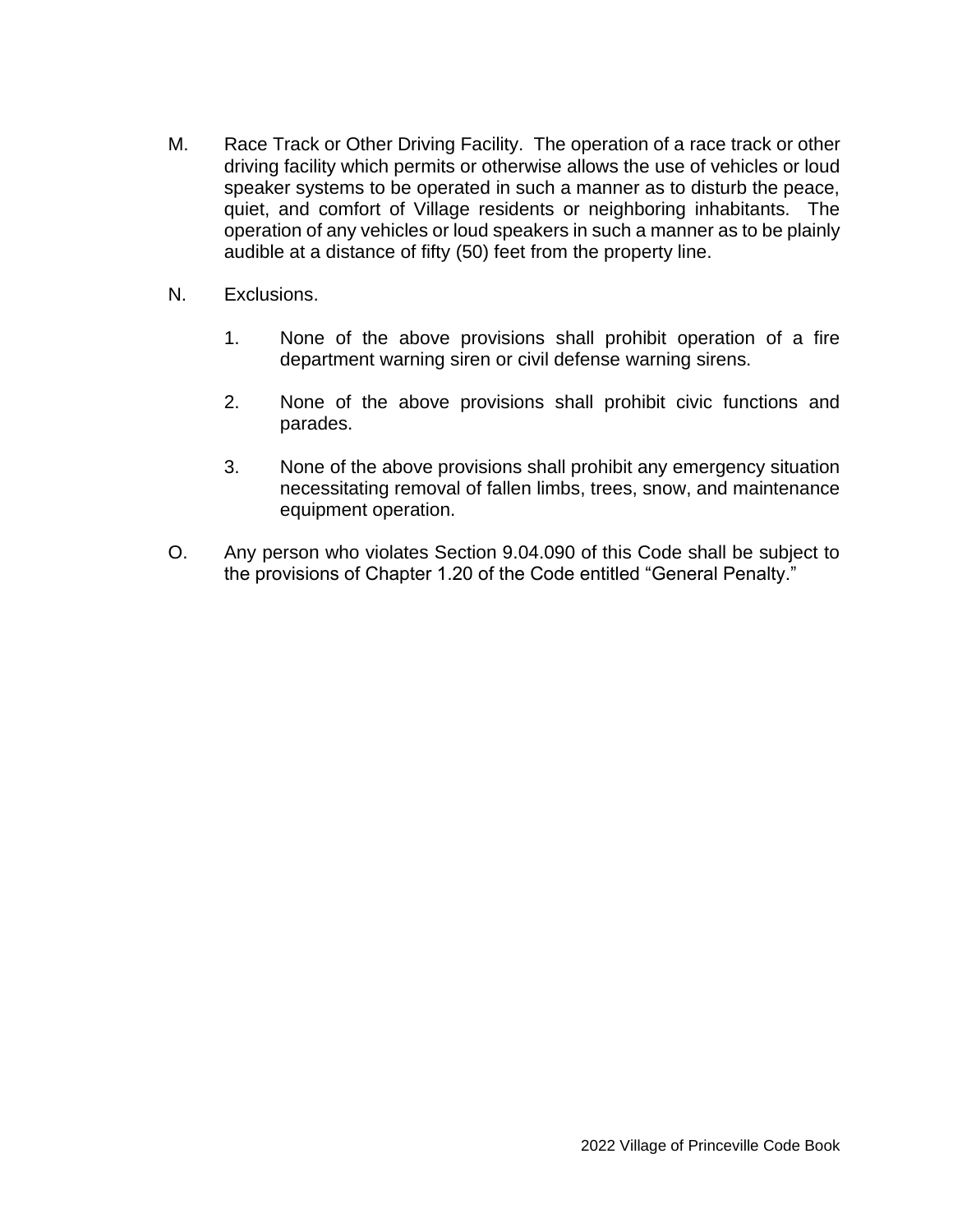M. Race Track or Other Driving Facility. The operation of a race track or other driving facility which permits or otherwise allows the use of vehicles or loud speaker systems to be operated in such a manner as to disturb the peace, quiet, and comfort of Village residents or neighboring inhabitants. The operation of any vehicles or loud speakers in such a manner as to be plainly audible at a distance of fifty (50) feet from the property line.

N. Exclusions.

   1. None of the above provisions shall prohibit operation of a fire department warning siren or civil defense warning sirens.

   2. None of the above provisions shall prohibit civic functions and parades.

   3. None of the above provisions shall prohibit any emergency situation necessitating removal of fallen limbs, trees, snow, and maintenance equipment operation.

O. Any person who violates Section 9.04.090 of this Code shall be subject to the provisions of Chapter 1.20 of the Code entitled "General Penalty."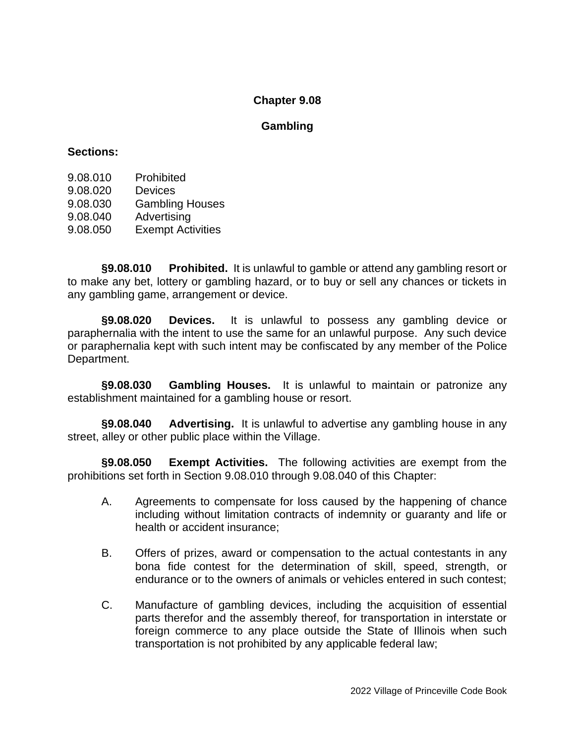# Chapter 9.08

## Gambling

**Sections:**

9.08.010 Prohibited
9.08.020 Devices
9.08.030 Gambling Houses
9.08.040 Advertising
9.08.050 Exempt Activities

**§9.08.010 Prohibited.** It is unlawful to gamble or attend any gambling resort or to make any bet, lottery or gambling hazard, or to buy or sell any chances or tickets in any gambling game, arrangement or device.

**§9.08.020 Devices.** It is unlawful to possess any gambling device or paraphernalia with the intent to use the same for an unlawful purpose. Any such device or paraphernalia kept with such intent may be confiscated by any member of the Police Department.

**§9.08.030 Gambling Houses.** It is unlawful to maintain or patronize any establishment maintained for a gambling house or resort.

**§9.08.040 Advertising.** It is unlawful to advertise any gambling house in any street, alley or other public place within the Village.

**§9.08.050 Exempt Activities.** The following activities are exempt from the prohibitions set forth in Section 9.08.010 through 9.08.040 of this Chapter:

A. Agreements to compensate for loss caused by the happening of chance including without limitation contracts of indemnity or guaranty and life or health or accident insurance;

B. Offers of prizes, award or compensation to the actual contestants in any bona fide contest for the determination of skill, speed, strength, or endurance or to the owners of animals or vehicles entered in such contest;

C. Manufacture of gambling devices, including the acquisition of essential parts therefor and the assembly thereof, for transportation in interstate or foreign commerce to any place outside the State of Illinois when such transportation is not prohibited by any applicable federal law;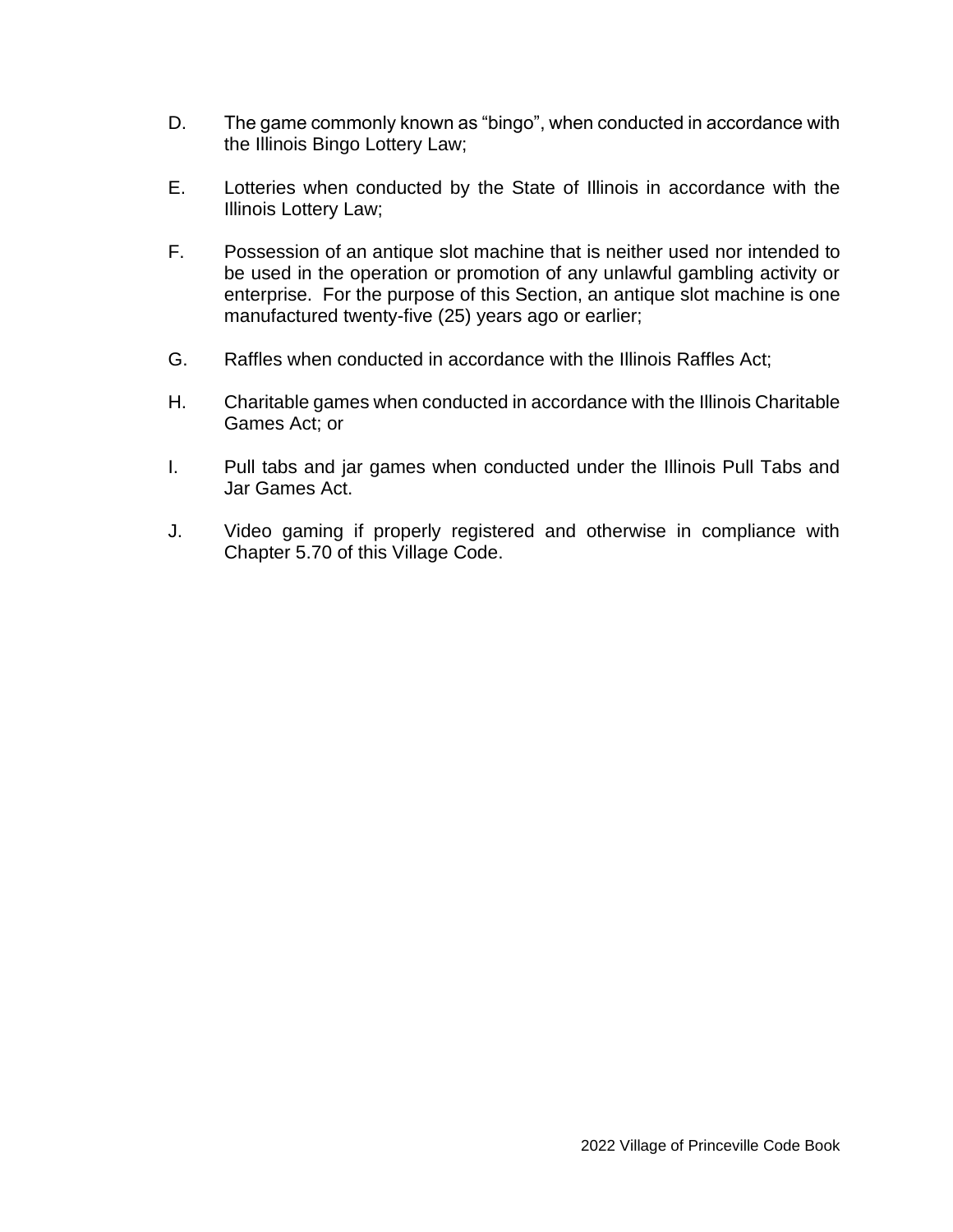D. The game commonly known as "bingo", when conducted in accordance with the Illinois Bingo Lottery Law;

E. Lotteries when conducted by the State of Illinois in accordance with the Illinois Lottery Law;

F. Possession of an antique slot machine that is neither used nor intended to be used in the operation or promotion of any unlawful gambling activity or enterprise. For the purpose of this Section, an antique slot machine is one manufactured twenty-five (25) years ago or earlier;

G. Raffles when conducted in accordance with the Illinois Raffles Act;

H. Charitable games when conducted in accordance with the Illinois Charitable Games Act; or

I. Pull tabs and jar games when conducted under the Illinois Pull Tabs and Jar Games Act.

J. Video gaming if properly registered and otherwise in compliance with Chapter 5.70 of this Village Code.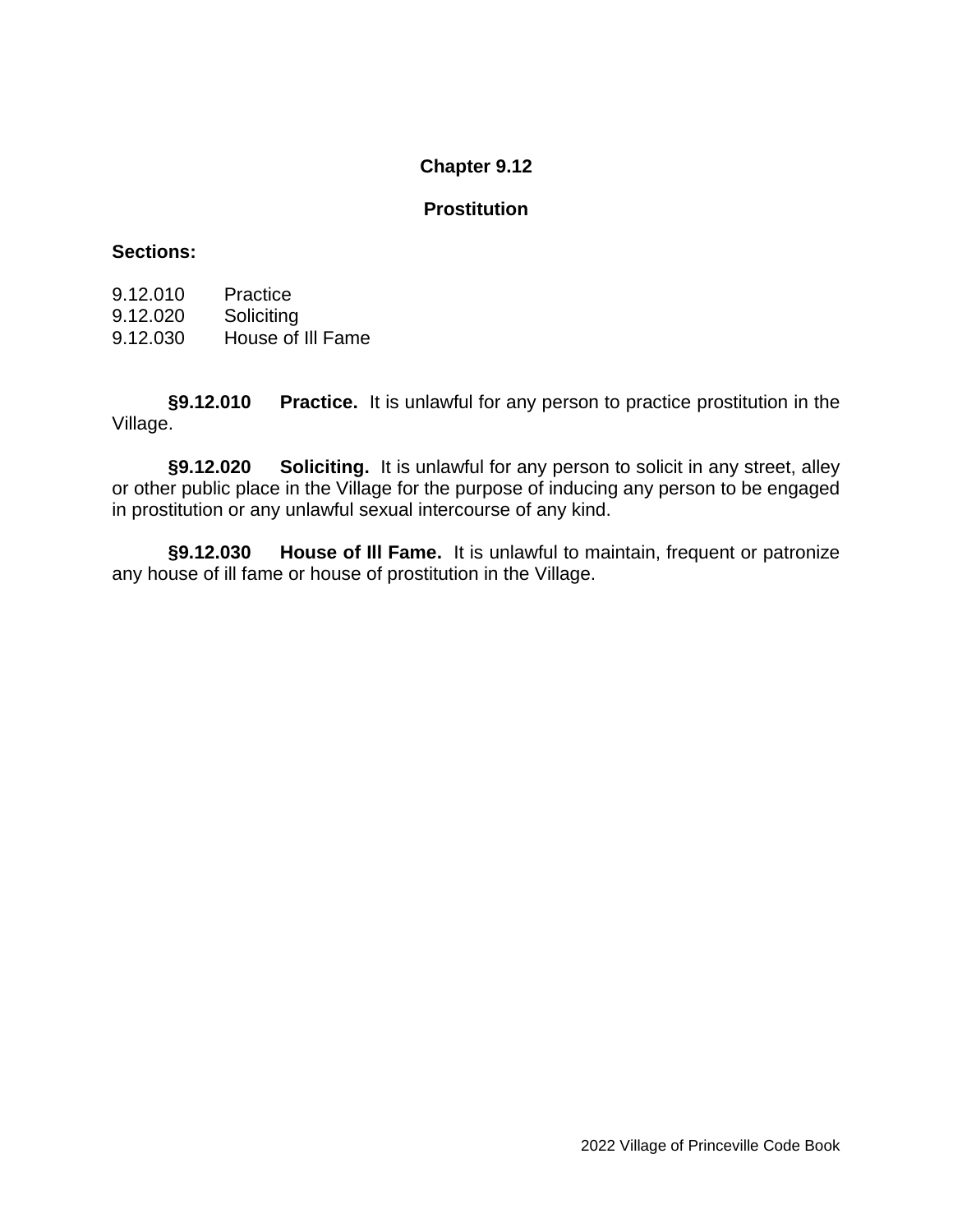# Chapter 9.12

## Prostitution

**Sections:**

9.12.010 Practice
9.12.020 Soliciting
9.12.030 House of Ill Fame

**§9.12.010 Practice.** It is unlawful for any person to practice prostitution in the Village.

**§9.12.020 Soliciting.** It is unlawful for any person to solicit in any street, alley or other public place in the Village for the purpose of inducing any person to be engaged in prostitution or any unlawful sexual intercourse of any kind.

**§9.12.030 House of Ill Fame.** It is unlawful to maintain, frequent or patronize any house of ill fame or house of prostitution in the Village.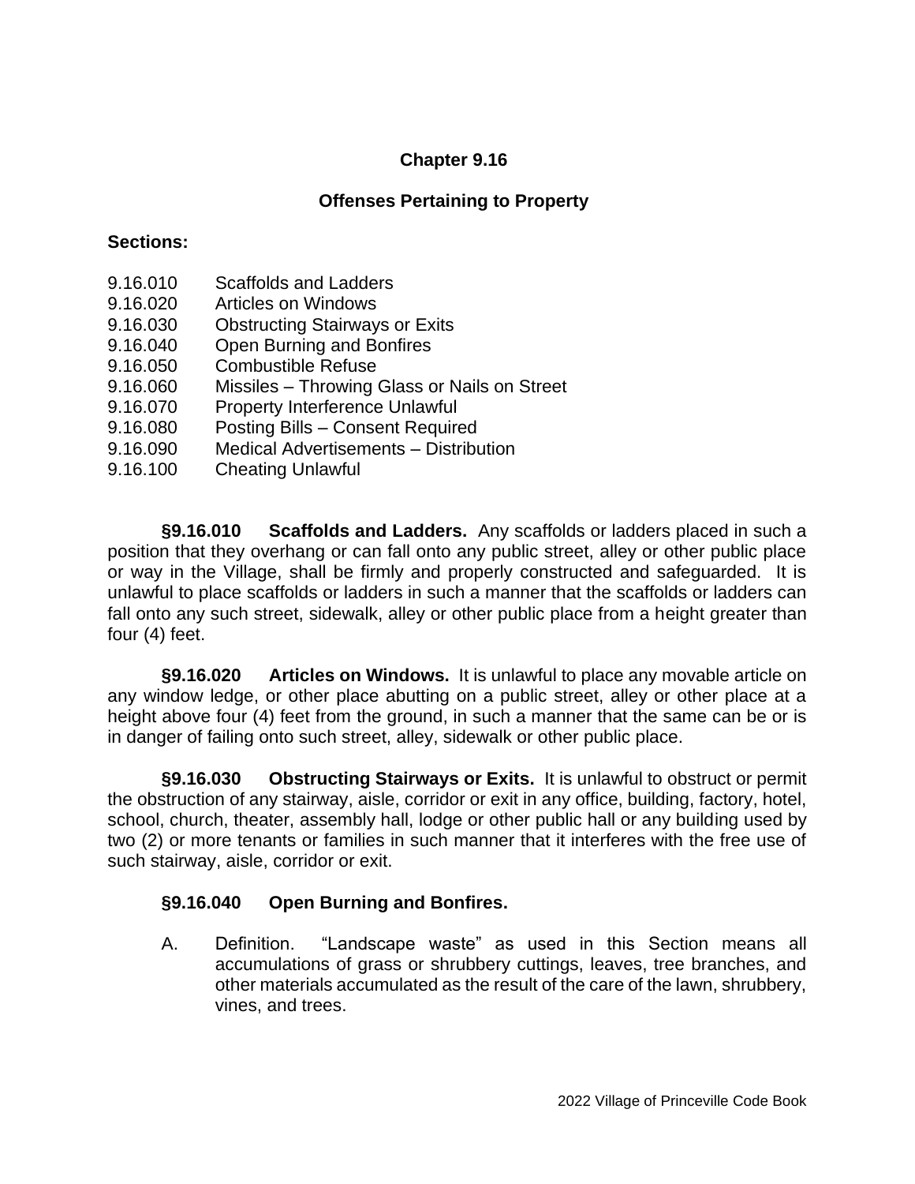# Chapter 9.16

## Offenses Pertaining to Property

**Sections:**

9.16.010 Scaffolds and Ladders
9.16.020 Articles on Windows
9.16.030 Obstructing Stairways or Exits
9.16.040 Open Burning and Bonfires
9.16.050 Combustible Refuse
9.16.060 Missiles – Throwing Glass or Nails on Street
9.16.070 Property Interference Unlawful
9.16.080 Posting Bills – Consent Required
9.16.090 Medical Advertisements – Distribution
9.16.100 Cheating Unlawful

**§9.16.010 Scaffolds and Ladders.** Any scaffolds or ladders placed in such a position that they overhang or can fall onto any public street, alley or other public place or way in the Village, shall be firmly and properly constructed and safeguarded. It is unlawful to place scaffolds or ladders in such a manner that the scaffolds or ladders can fall onto any such street, sidewalk, alley or other public place from a height greater than four (4) feet.

**§9.16.020 Articles on Windows.** It is unlawful to place any movable article on any window ledge, or other place abutting on a public street, alley or other place at a height above four (4) feet from the ground, in such a manner that the same can be or is in danger of failing onto such street, alley, sidewalk or other public place.

**§9.16.030 Obstructing Stairways or Exits.** It is unlawful to obstruct or permit the obstruction of any stairway, aisle, corridor or exit in any office, building, factory, hotel, school, church, theater, assembly hall, lodge or other public hall or any building used by two (2) or more tenants or families in such manner that it interferes with the free use of such stairway, aisle, corridor or exit.

**§9.16.040 Open Burning and Bonfires.**

A. Definition. "Landscape waste" as used in this Section means all accumulations of grass or shrubbery cuttings, leaves, tree branches, and other materials accumulated as the result of the care of the lawn, shrubbery, vines, and trees.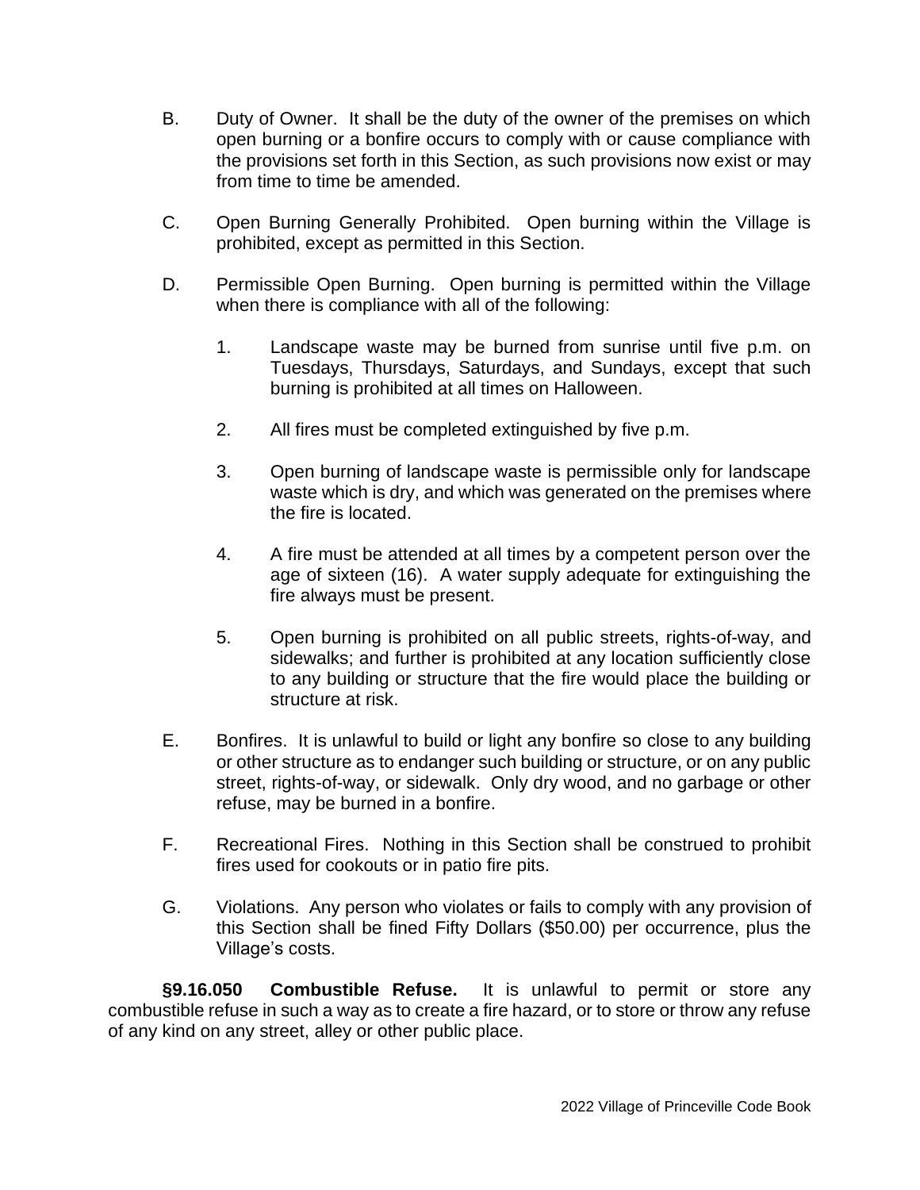B. Duty of Owner. It shall be the duty of the owner of the premises on which open burning or a bonfire occurs to comply with or cause compliance with the provisions set forth in this Section, as such provisions now exist or may from time to time be amended.

C. Open Burning Generally Prohibited. Open burning within the Village is prohibited, except as permitted in this Section.

D. Permissible Open Burning. Open burning is permitted within the Village when there is compliance with all of the following:

1. Landscape waste may be burned from sunrise until five p.m. on Tuesdays, Thursdays, Saturdays, and Sundays, except that such burning is prohibited at all times on Halloween.

2. All fires must be completed extinguished by five p.m.

3. Open burning of landscape waste is permissible only for landscape waste which is dry, and which was generated on the premises where the fire is located.

4. A fire must be attended at all times by a competent person over the age of sixteen (16). A water supply adequate for extinguishing the fire always must be present.

5. Open burning is prohibited on all public streets, rights-of-way, and sidewalks; and further is prohibited at any location sufficiently close to any building or structure that the fire would place the building or structure at risk.

E. Bonfires. It is unlawful to build or light any bonfire so close to any building or other structure as to endanger such building or structure, or on any public street, rights-of-way, or sidewalk. Only dry wood, and no garbage or other refuse, may be burned in a bonfire.

F. Recreational Fires. Nothing in this Section shall be construed to prohibit fires used for cookouts or in patio fire pits.

G. Violations. Any person who violates or fails to comply with any provision of this Section shall be fined Fifty Dollars ($50.00) per occurrence, plus the Village's costs.

**§9.16.050 Combustible Refuse.** It is unlawful to permit or store any combustible refuse in such a way as to create a fire hazard, or to store or throw any refuse of any kind on any street, alley or other public place.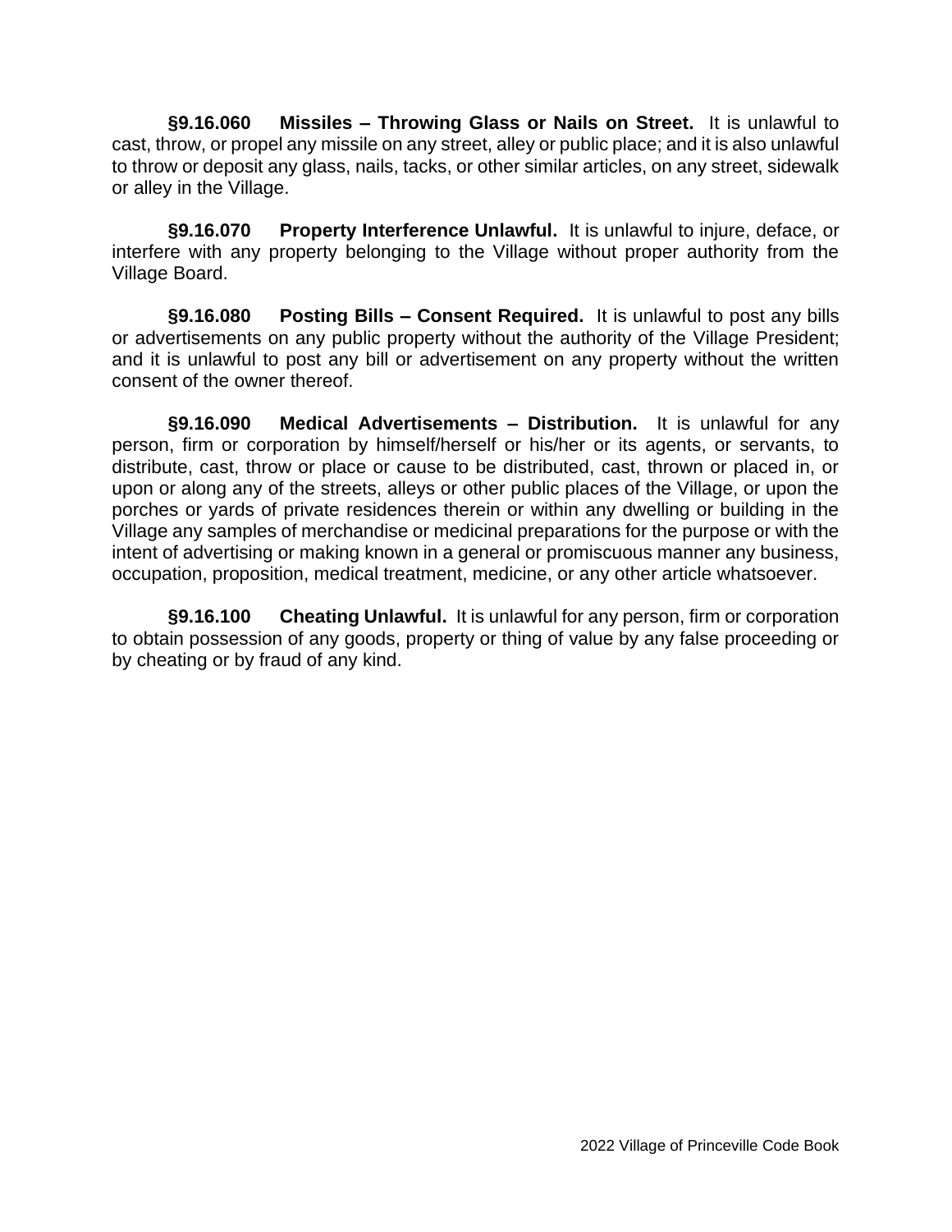**§9.16.060 Missiles – Throwing Glass or Nails on Street.** It is unlawful to cast, throw, or propel any missile on any street, alley or public place; and it is also unlawful to throw or deposit any glass, nails, tacks, or other similar articles, on any street, sidewalk or alley in the Village.

**§9.16.070 Property Interference Unlawful.** It is unlawful to injure, deface, or interfere with any property belonging to the Village without proper authority from the Village Board.

**§9.16.080 Posting Bills – Consent Required.** It is unlawful to post any bills or advertisements on any public property without the authority of the Village President; and it is unlawful to post any bill or advertisement on any property without the written consent of the owner thereof.

**§9.16.090 Medical Advertisements – Distribution.** It is unlawful for any person, firm or corporation by himself/herself or his/her or its agents, or servants, to distribute, cast, throw or place or cause to be distributed, cast, thrown or placed in, or upon or along any of the streets, alleys or other public places of the Village, or upon the porches or yards of private residences therein or within any dwelling or building in the Village any samples of merchandise or medicinal preparations for the purpose or with the intent of advertising or making known in a general or promiscuous manner any business, occupation, proposition, medical treatment, medicine, or any other article whatsoever.

**§9.16.100 Cheating Unlawful.** It is unlawful for any person, firm or corporation to obtain possession of any goods, property or thing of value by any false proceeding or by cheating or by fraud of any kind.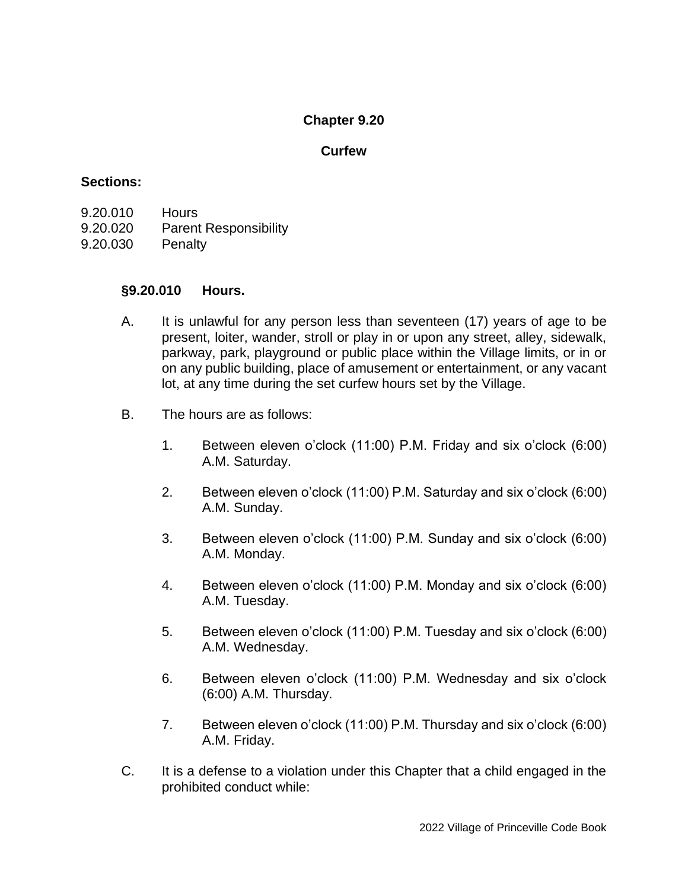# Chapter 9.20

## Curfew

**Sections:**

9.20.010 Hours
9.20.020 Parent Responsibility
9.20.030 Penalty

### §9.20.010 Hours.

A. It is unlawful for any person less than seventeen (17) years of age to be present, loiter, wander, stroll or play in or upon any street, alley, sidewalk, parkway, park, playground or public place within the Village limits, or in or on any public building, place of amusement or entertainment, or any vacant lot, at any time during the set curfew hours set by the Village.

B. The hours are as follows:

1. Between eleven o'clock (11:00) P.M. Friday and six o'clock (6:00) A.M. Saturday.

2. Between eleven o'clock (11:00) P.M. Saturday and six o'clock (6:00) A.M. Sunday.

3. Between eleven o'clock (11:00) P.M. Sunday and six o'clock (6:00) A.M. Monday.

4. Between eleven o'clock (11:00) P.M. Monday and six o'clock (6:00) A.M. Tuesday.

5. Between eleven o'clock (11:00) P.M. Tuesday and six o'clock (6:00) A.M. Wednesday.

6. Between eleven o'clock (11:00) P.M. Wednesday and six o'clock (6:00) A.M. Thursday.

7. Between eleven o'clock (11:00) P.M. Thursday and six o'clock (6:00) A.M. Friday.

C. It is a defense to a violation under this Chapter that a child engaged in the prohibited conduct while: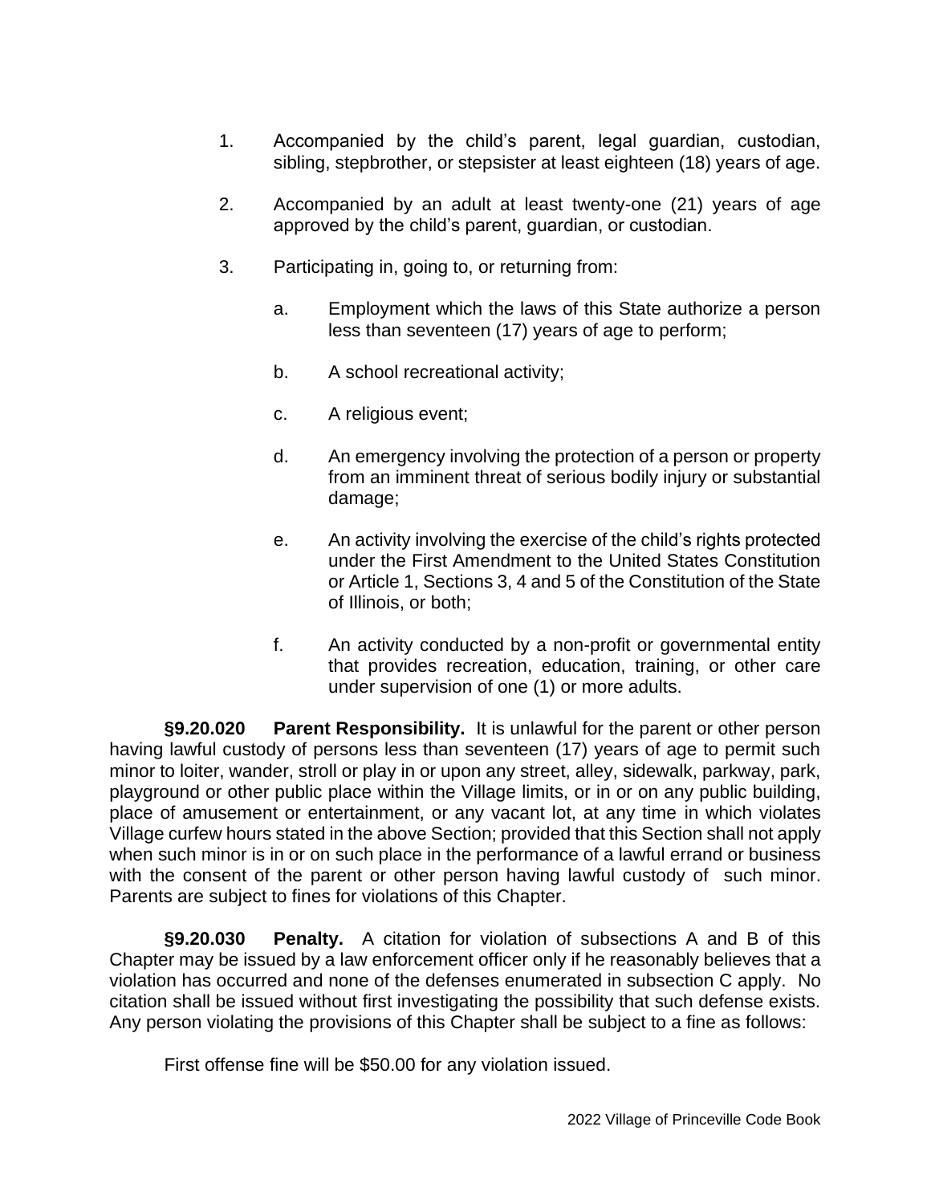1. Accompanied by the child's parent, legal guardian, custodian, sibling, stepbrother, or stepsister at least eighteen (18) years of age.

2. Accompanied by an adult at least twenty-one (21) years of age approved by the child's parent, guardian, or custodian.

3. Participating in, going to, or returning from:

   a. Employment which the laws of this State authorize a person less than seventeen (17) years of age to perform;

   b. A school recreational activity;

   c. A religious event;

   d. An emergency involving the protection of a person or property from an imminent threat of serious bodily injury or substantial damage;

   e. An activity involving the exercise of the child's rights protected under the First Amendment to the United States Constitution or Article 1, Sections 3, 4 and 5 of the Constitution of the State of Illinois, or both;

   f. An activity conducted by a non-profit or governmental entity that provides recreation, education, training, or other care under supervision of one (1) or more adults.

**§9.20.020 Parent Responsibility.** It is unlawful for the parent or other person having lawful custody of persons less than seventeen (17) years of age to permit such minor to loiter, wander, stroll or play in or upon any street, alley, sidewalk, parkway, park, playground or other public place within the Village limits, or in or on any public building, place of amusement or entertainment, or any vacant lot, at any time in which violates Village curfew hours stated in the above Section; provided that this Section shall not apply when such minor is in or on such place in the performance of a lawful errand or business with the consent of the parent or other person having lawful custody of such minor. Parents are subject to fines for violations of this Chapter.

**§9.20.030 Penalty.** A citation for violation of subsections A and B of this Chapter may be issued by a law enforcement officer only if he reasonably believes that a violation has occurred and none of the defenses enumerated in subsection C apply. No citation shall be issued without first investigating the possibility that such defense exists. Any person violating the provisions of this Chapter shall be subject to a fine as follows:

First offense fine will be $50.00 for any violation issued.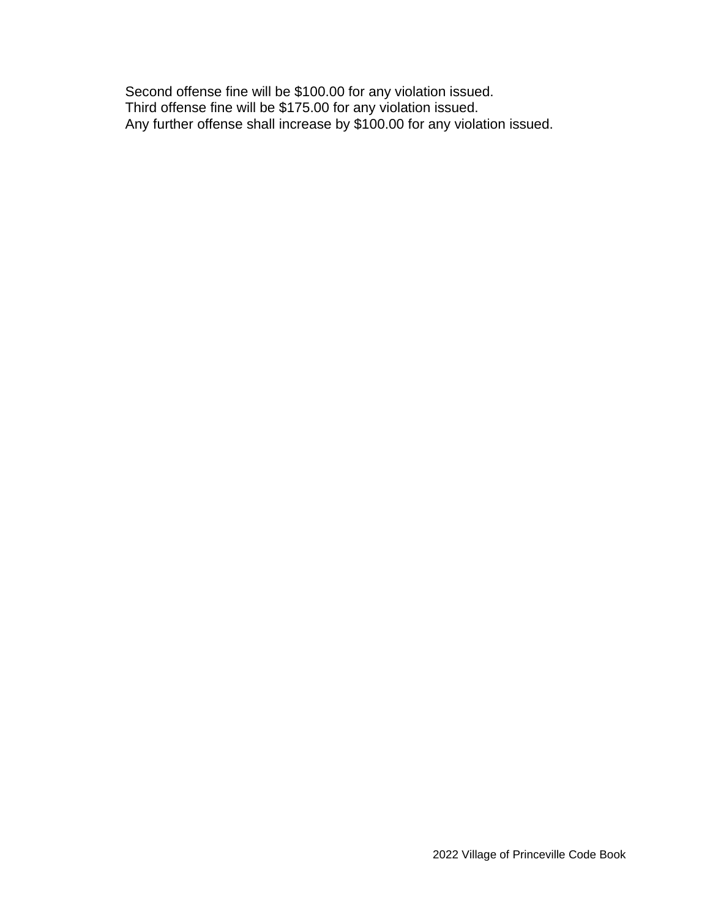Second offense fine will be $100.00 for any violation issued.
Third offense fine will be $175.00 for any violation issued.
Any further offense shall increase by $100.00 for any violation issued.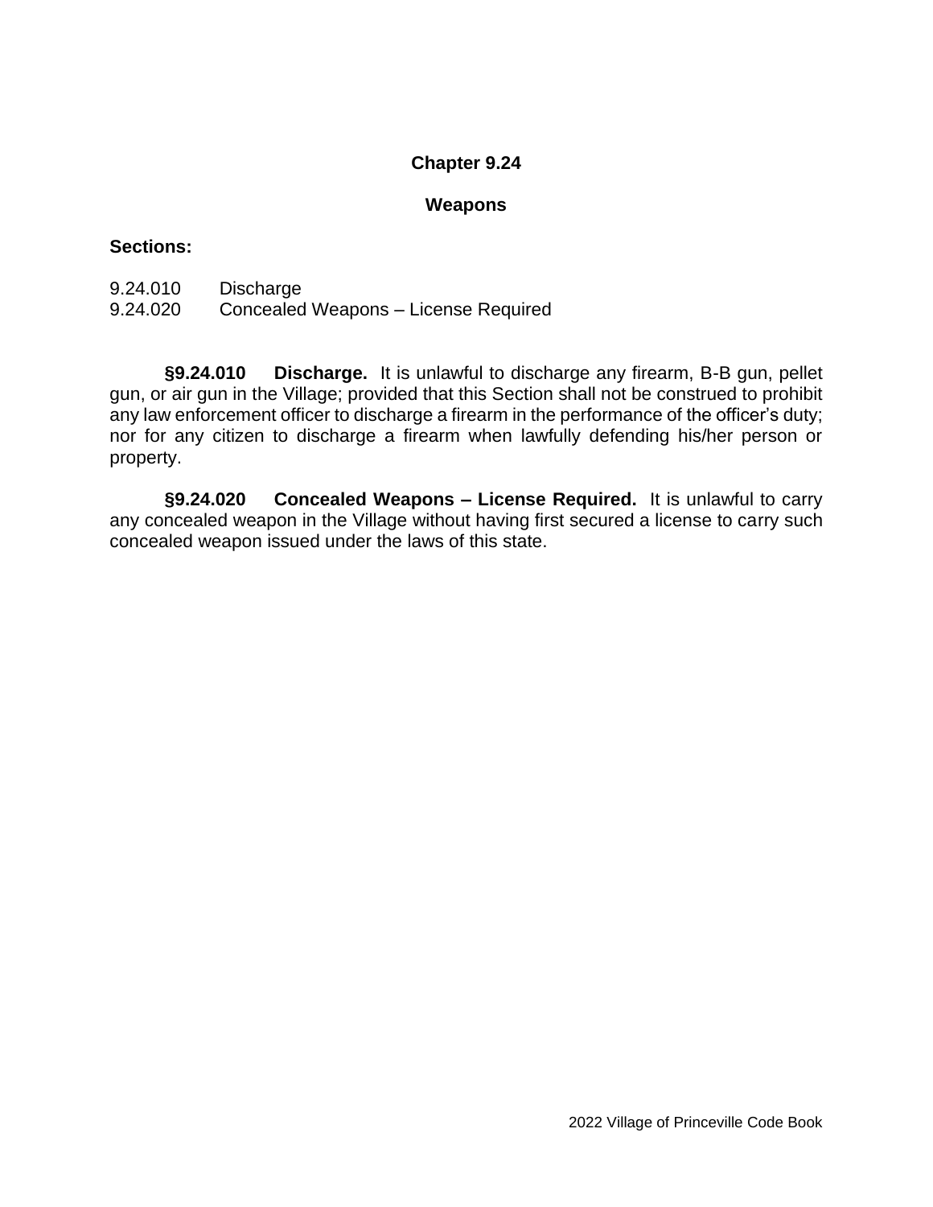# Chapter 9.24

## Weapons

**Sections:**

9.24.010 Discharge
9.24.020 Concealed Weapons – License Required

**§9.24.010 Discharge.** It is unlawful to discharge any firearm, B-B gun, pellet gun, or air gun in the Village; provided that this Section shall not be construed to prohibit any law enforcement officer to discharge a firearm in the performance of the officer's duty; nor for any citizen to discharge a firearm when lawfully defending his/her person or property.

**§9.24.020 Concealed Weapons – License Required.** It is unlawful to carry any concealed weapon in the Village without having first secured a license to carry such concealed weapon issued under the laws of this state.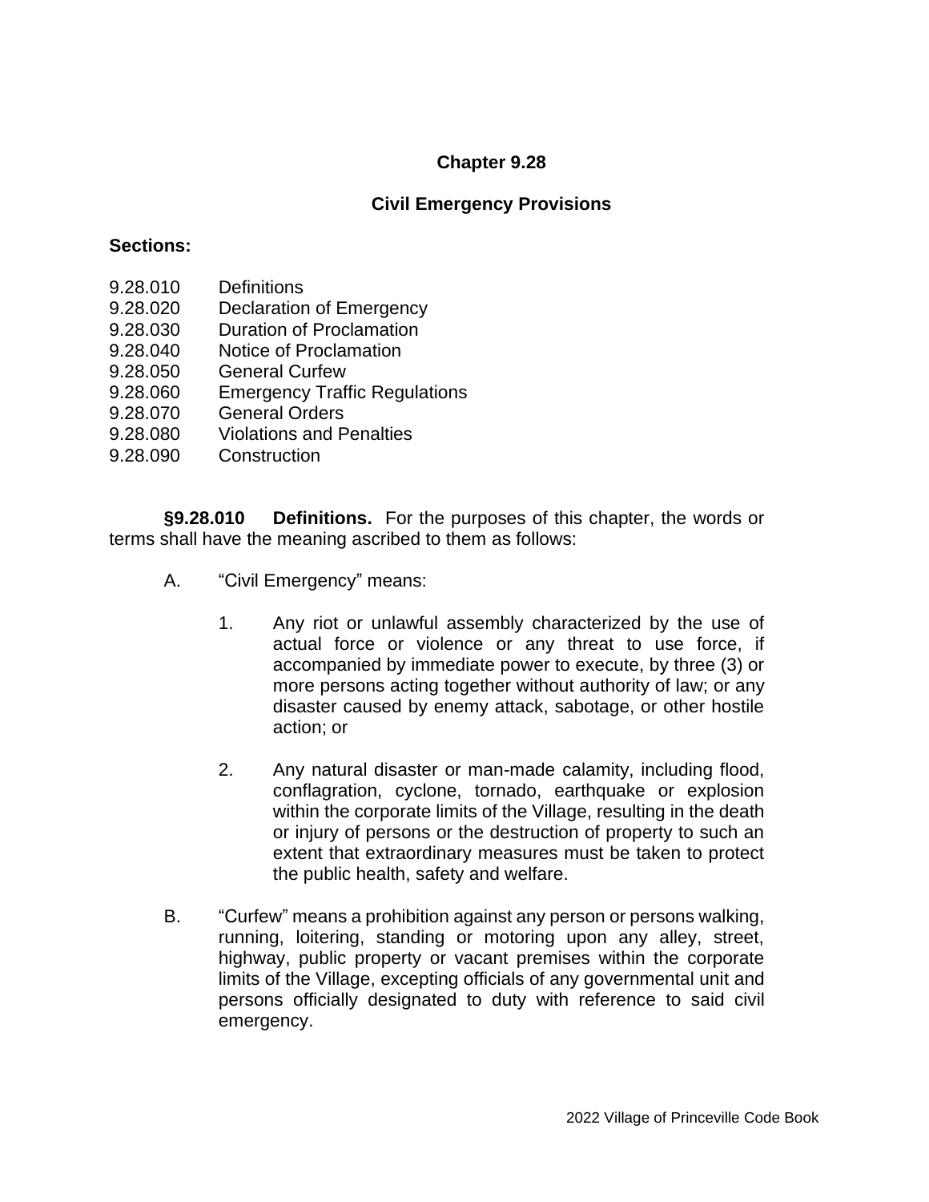# Chapter 9.28

## Civil Emergency Provisions

**Sections:**

- 9.28.010 Definitions
- 9.28.020 Declaration of Emergency
- 9.28.030 Duration of Proclamation
- 9.28.040 Notice of Proclamation
- 9.28.050 General Curfew
- 9.28.060 Emergency Traffic Regulations
- 9.28.070 General Orders
- 9.28.080 Violations and Penalties
- 9.28.090 Construction

**§9.28.010 Definitions.** For the purposes of this chapter, the words or terms shall have the meaning ascribed to them as follows:

A. "Civil Emergency" means:

1. Any riot or unlawful assembly characterized by the use of actual force or violence or any threat to use force, if accompanied by immediate power to execute, by three (3) or more persons acting together without authority of law; or any disaster caused by enemy attack, sabotage, or other hostile action; or

2. Any natural disaster or man-made calamity, including flood, conflagration, cyclone, tornado, earthquake or explosion within the corporate limits of the Village, resulting in the death or injury of persons or the destruction of property to such an extent that extraordinary measures must be taken to protect the public health, safety and welfare.

B. "Curfew" means a prohibition against any person or persons walking, running, loitering, standing or motoring upon any alley, street, highway, public property or vacant premises within the corporate limits of the Village, excepting officials of any governmental unit and persons officially designated to duty with reference to said civil emergency.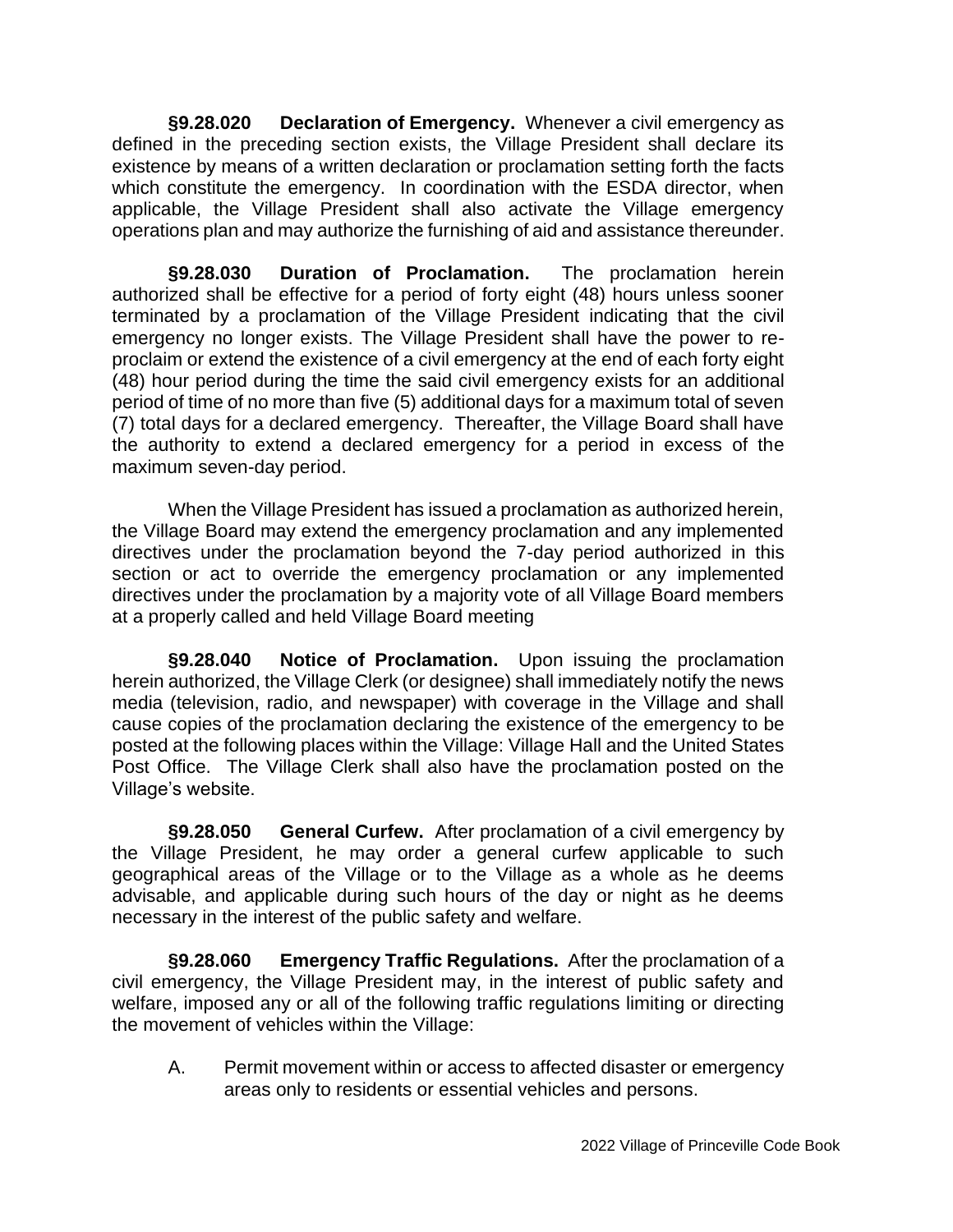**§9.28.020 Declaration of Emergency.** Whenever a civil emergency as defined in the preceding section exists, the Village President shall declare its existence by means of a written declaration or proclamation setting forth the facts which constitute the emergency. In coordination with the ESDA director, when applicable, the Village President shall also activate the Village emergency operations plan and may authorize the furnishing of aid and assistance thereunder.

**§9.28.030 Duration of Proclamation.** The proclamation herein authorized shall be effective for a period of forty eight (48) hours unless sooner terminated by a proclamation of the Village President indicating that the civil emergency no longer exists. The Village President shall have the power to re-proclaim or extend the existence of a civil emergency at the end of each forty eight (48) hour period during the time the said civil emergency exists for an additional period of time of no more than five (5) additional days for a maximum total of seven (7) total days for a declared emergency. Thereafter, the Village Board shall have the authority to extend a declared emergency for a period in excess of the maximum seven-day period.

When the Village President has issued a proclamation as authorized herein, the Village Board may extend the emergency proclamation and any implemented directives under the proclamation beyond the 7-day period authorized in this section or act to override the emergency proclamation or any implemented directives under the proclamation by a majority vote of all Village Board members at a properly called and held Village Board meeting

**§9.28.040 Notice of Proclamation.** Upon issuing the proclamation herein authorized, the Village Clerk (or designee) shall immediately notify the news media (television, radio, and newspaper) with coverage in the Village and shall cause copies of the proclamation declaring the existence of the emergency to be posted at the following places within the Village: Village Hall and the United States Post Office. The Village Clerk shall also have the proclamation posted on the Village's website.

**§9.28.050 General Curfew.** After proclamation of a civil emergency by the Village President, he may order a general curfew applicable to such geographical areas of the Village or to the Village as a whole as he deems advisable, and applicable during such hours of the day or night as he deems necessary in the interest of the public safety and welfare.

**§9.28.060 Emergency Traffic Regulations.** After the proclamation of a civil emergency, the Village President may, in the interest of public safety and welfare, imposed any or all of the following traffic regulations limiting or directing the movement of vehicles within the Village:

A. Permit movement within or access to affected disaster or emergency areas only to residents or essential vehicles and persons.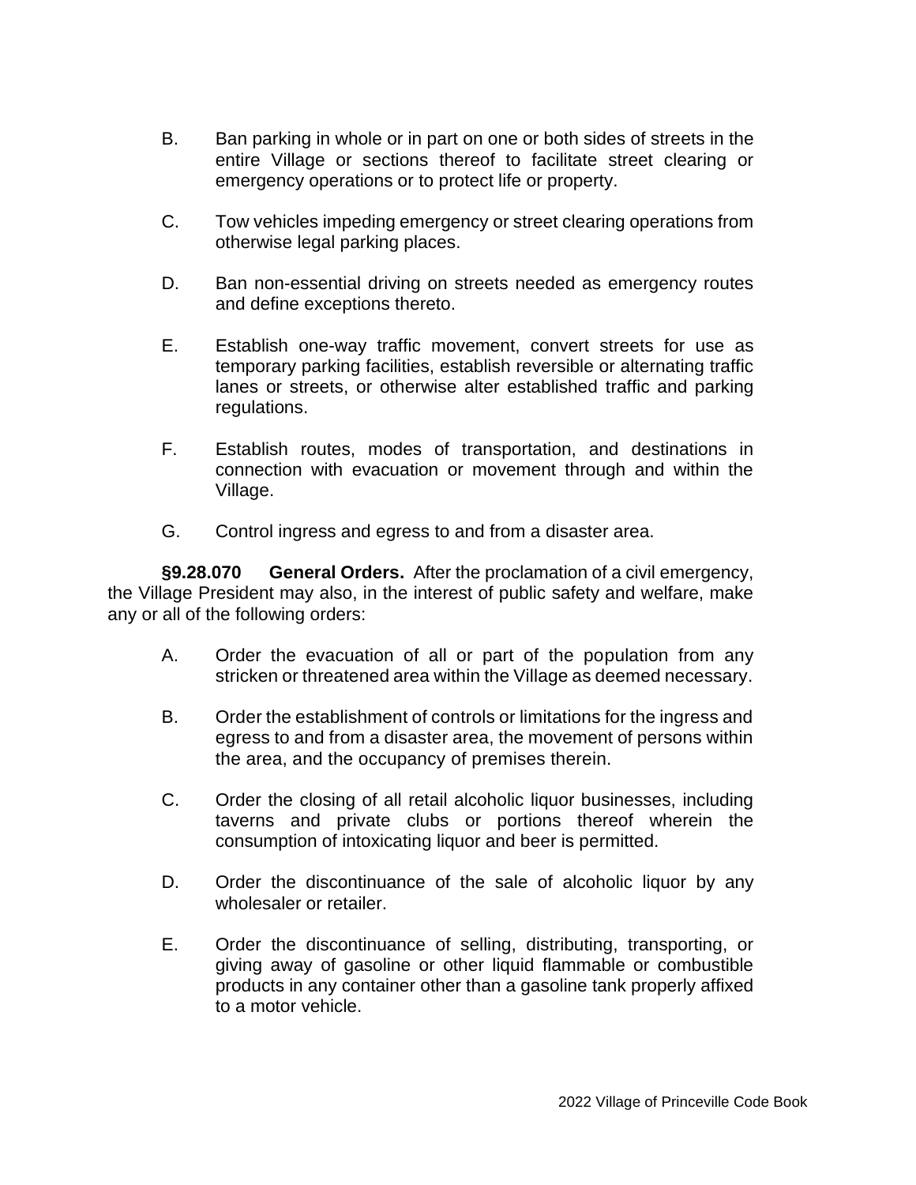B. Ban parking in whole or in part on one or both sides of streets in the entire Village or sections thereof to facilitate street clearing or emergency operations or to protect life or property.

C. Tow vehicles impeding emergency or street clearing operations from otherwise legal parking places.

D. Ban non-essential driving on streets needed as emergency routes and define exceptions thereto.

E. Establish one-way traffic movement, convert streets for use as temporary parking facilities, establish reversible or alternating traffic lanes or streets, or otherwise alter established traffic and parking regulations.

F. Establish routes, modes of transportation, and destinations in connection with evacuation or movement through and within the Village.

G. Control ingress and egress to and from a disaster area.

**§9.28.070 General Orders.** After the proclamation of a civil emergency, the Village President may also, in the interest of public safety and welfare, make any or all of the following orders:

A. Order the evacuation of all or part of the population from any stricken or threatened area within the Village as deemed necessary.

B. Order the establishment of controls or limitations for the ingress and egress to and from a disaster area, the movement of persons within the area, and the occupancy of premises therein.

C. Order the closing of all retail alcoholic liquor businesses, including taverns and private clubs or portions thereof wherein the consumption of intoxicating liquor and beer is permitted.

D. Order the discontinuance of the sale of alcoholic liquor by any wholesaler or retailer.

E. Order the discontinuance of selling, distributing, transporting, or giving away of gasoline or other liquid flammable or combustible products in any container other than a gasoline tank properly affixed to a motor vehicle.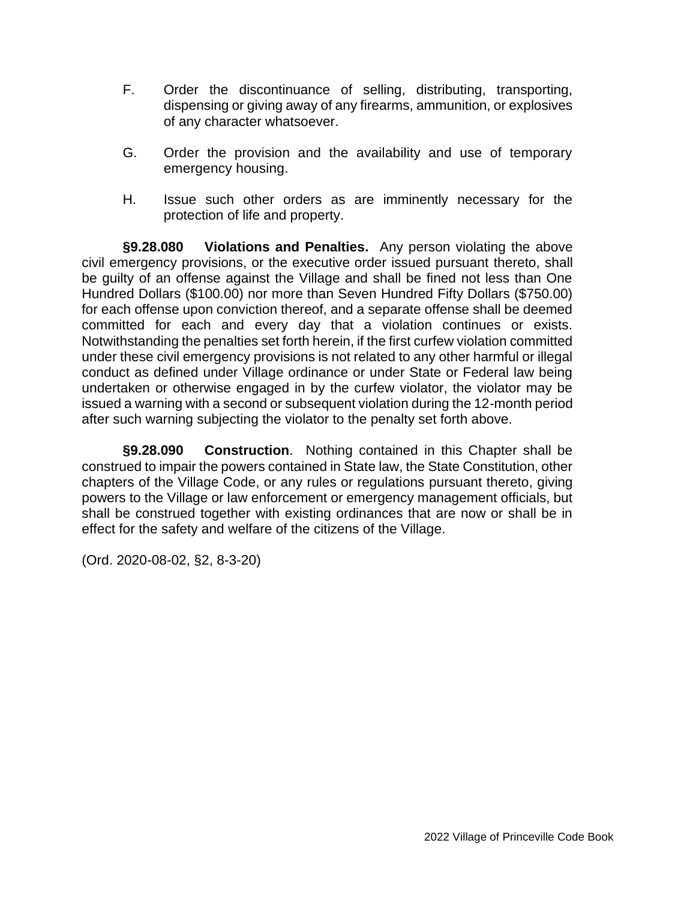F. Order the discontinuance of selling, distributing, transporting, dispensing or giving away of any firearms, ammunition, or explosives of any character whatsoever.

G. Order the provision and the availability and use of temporary emergency housing.

H. Issue such other orders as are imminently necessary for the protection of life and property.

**§9.28.080 Violations and Penalties.** Any person violating the above civil emergency provisions, or the executive order issued pursuant thereto, shall be guilty of an offense against the Village and shall be fined not less than One Hundred Dollars ($100.00) nor more than Seven Hundred Fifty Dollars ($750.00) for each offense upon conviction thereof, and a separate offense shall be deemed committed for each and every day that a violation continues or exists. Notwithstanding the penalties set forth herein, if the first curfew violation committed under these civil emergency provisions is not related to any other harmful or illegal conduct as defined under Village ordinance or under State or Federal law being undertaken or otherwise engaged in by the curfew violator, the violator may be issued a warning with a second or subsequent violation during the 12-month period after such warning subjecting the violator to the penalty set forth above.

**§9.28.090 Construction**. Nothing contained in this Chapter shall be construed to impair the powers contained in State law, the State Constitution, other chapters of the Village Code, or any rules or regulations pursuant thereto, giving powers to the Village or law enforcement or emergency management officials, but shall be construed together with existing ordinances that are now or shall be in effect for the safety and welfare of the citizens of the Village.

(Ord. 2020-08-02, §2, 8-3-20)